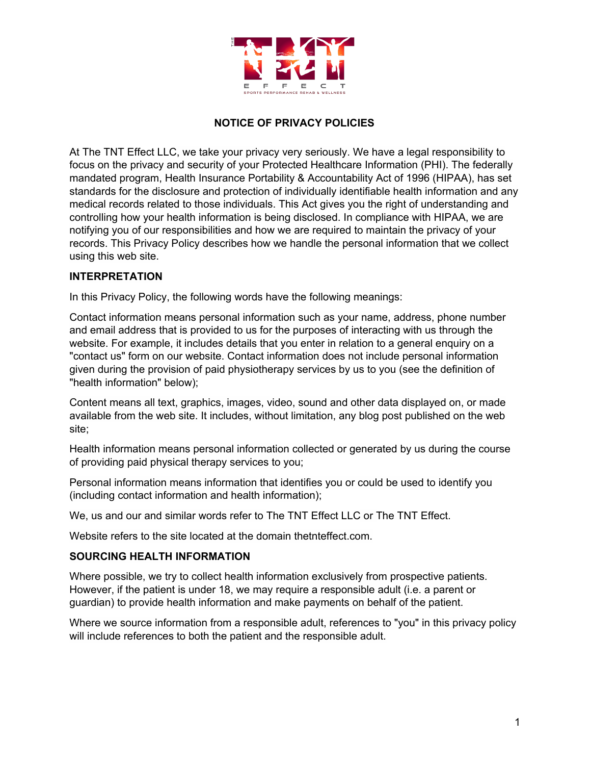# NOTICE OF PRIVACY POLICIES

At The TNT Effect LLC, we take your privacy very seriously. We have a legal responsibility to focus on the privacy and security of your Protected Healthcare Information (PHI). The federally mandated program, Health Insurance Portability & Accountability Act of 1996 (HIPAA), has set standards for the disclosure and protection of individually identifiable health information and any medical records related to those individuals. This Act gives you the right of understanding and controlling how your health information is being disclosed. In compliance with HIPAA, we are notifying you of our responsibilities and how we are required to maintain the privacy of your records. This Privacy Policy describes how we handle the personal information that we collect using this web site.

## INTERPRETATION

In this Privacy Policy, the following words have the following meanings:

Contact information means personal information such as your name, address, phone number and email address that is provided to us for the purposes of interacting with us through the website. For example, it includes details that you enter in relation to a general enquiry on a "contact us" form on our website. Contact information does not include personal information given during the provision of paid physiotherapy services by us to you (see the definition of "health information" below);

Content means all text, graphics, images, video, sound and other data displayed on, or made available from the web site. It includes, without limitation, any blog post published on the web site;

Health information means personal information collected or generated by us during the course of providing paid physical therapy services to you;

Personal information means information that identifies you or could be used to identify you (including contact information and health information);

We, us and our and similar words refer to The TNT Effect LLC or The TNT Effect.

Website refers to the site located at the domain thetnteffect.com.

## SOURCING HEALTH INFORMATION

Where possible, we try to collect health information exclusively from prospective patients. However, if the patient is under 18, we may require a responsible adult (i.e. a parent or guardian) to provide health information and make payments on behalf of the patient.

Where we source information from a responsible adult, references to "you" in this privacy policy will include references to both the patient and the responsible adult.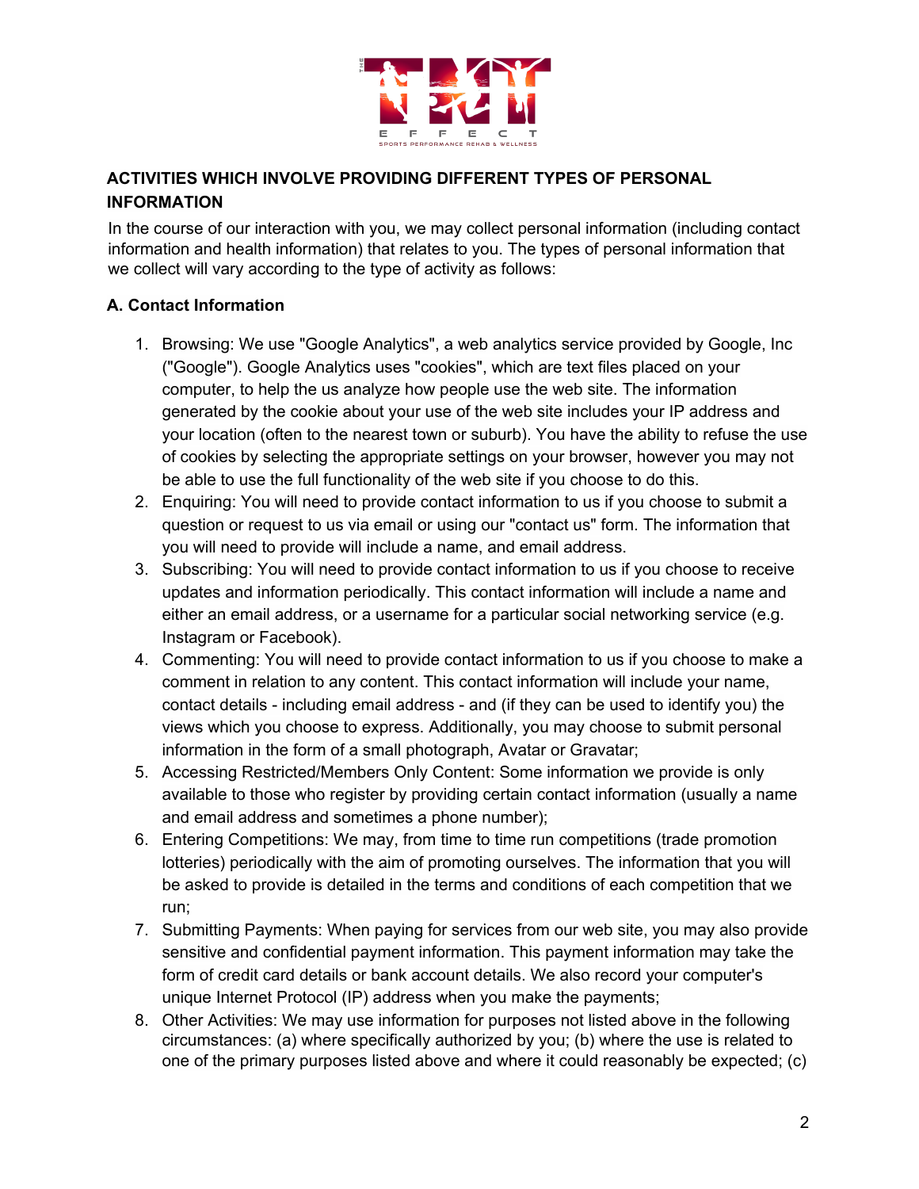## ACTIVITIES WHICH INVOLVE PROVIDING DIFFERENT TYPES OF PERSONAL INFORMATION

In the course of our interaction with you, we may collect personal information (including contact information and health information) that relates to you. The types of personal information that we collect will vary according to the type of activity as follows:

### A. Contact Information

1. Browsing: We use "Google Analytics", a web analytics service provided by Google, Inc ("Google"). Google Analytics uses "cookies", which are text files placed on your computer, to help the us analyze how people use the web site. The information generated by the cookie about your use of the web site includes your IP address and your location (often to the nearest town or suburb). You have the ability to refuse the use of cookies by selecting the appropriate settings on your browser, however you may not be able to use the full functionality of the web site if you choose to do this.
2. Enquiring: You will need to provide contact information to us if you choose to submit a question or request to us via email or using our "contact us" form. The information that you will need to provide will include a name, and email address.
3. Subscribing: You will need to provide contact information to us if you choose to receive updates and information periodically. This contact information will include a name and either an email address, or a username for a particular social networking service (e.g. Instagram or Facebook).
4. Commenting: You will need to provide contact information to us if you choose to make a comment in relation to any content. This contact information will include your name, contact details - including email address - and (if they can be used to identify you) the views which you choose to express. Additionally, you may choose to submit personal information in the form of a small photograph, Avatar or Gravatar;
5. Accessing Restricted/Members Only Content: Some information we provide is only available to those who register by providing certain contact information (usually a name and email address and sometimes a phone number);
6. Entering Competitions: We may, from time to time run competitions (trade promotion lotteries) periodically with the aim of promoting ourselves. The information that you will be asked to provide is detailed in the terms and conditions of each competition that we run;
7. Submitting Payments: When paying for services from our web site, you may also provide sensitive and confidential payment information. This payment information may take the form of credit card details or bank account details. We also record your computer's unique Internet Protocol (IP) address when you make the payments;
8. Other Activities: We may use information for purposes not listed above in the following circumstances: (a) where specifically authorized by you; (b) where the use is related to one of the primary purposes listed above and where it could reasonably be expected; (c)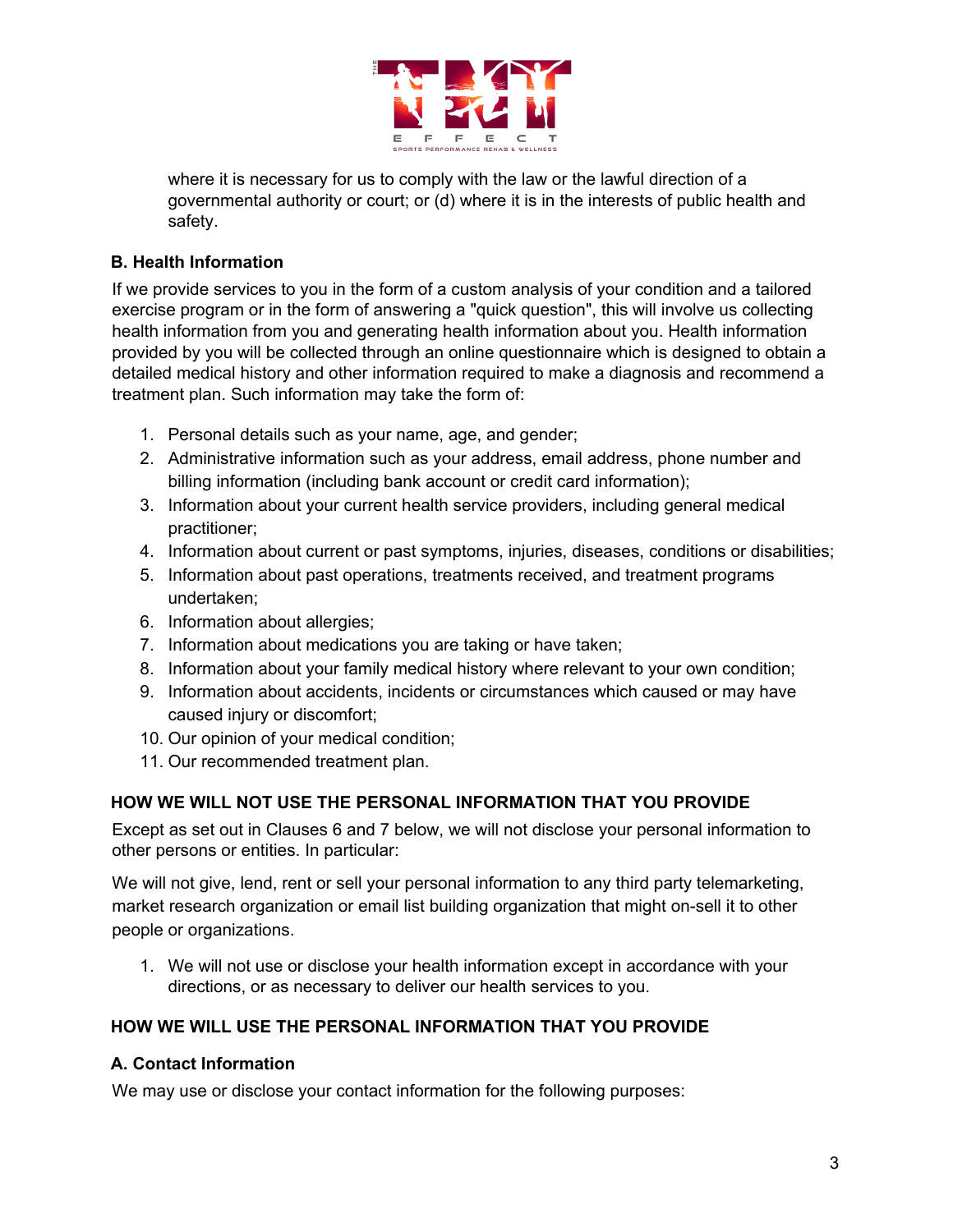where it is necessary for us to comply with the law or the lawful direction of a governmental authority or court; or (d) where it is in the interests of public health and safety.

### B. Health Information

If we provide services to you in the form of a custom analysis of your condition and a tailored exercise program or in the form of answering a "quick question", this will involve us collecting health information from you and generating health information about you. Health information provided by you will be collected through an online questionnaire which is designed to obtain a detailed medical history and other information required to make a diagnosis and recommend a treatment plan. Such information may take the form of:

1. Personal details such as your name, age, and gender;
2. Administrative information such as your address, email address, phone number and billing information (including bank account or credit card information);
3. Information about your current health service providers, including general medical practitioner;
4. Information about current or past symptoms, injuries, diseases, conditions or disabilities;
5. Information about past operations, treatments received, and treatment programs undertaken;
6. Information about allergies;
7. Information about medications you are taking or have taken;
8. Information about your family medical history where relevant to your own condition;
9. Information about accidents, incidents or circumstances which caused or may have caused injury or discomfort;
10. Our opinion of your medical condition;
11. Our recommended treatment plan.

## HOW WE WILL NOT USE THE PERSONAL INFORMATION THAT YOU PROVIDE

Except as set out in Clauses 6 and 7 below, we will not disclose your personal information to other persons or entities. In particular:

We will not give, lend, rent or sell your personal information to any third party telemarketing, market research organization or email list building organization that might on-sell it to other people or organizations.

1. We will not use or disclose your health information except in accordance with your directions, or as necessary to deliver our health services to you.

## HOW WE WILL USE THE PERSONAL INFORMATION THAT YOU PROVIDE

### A. Contact Information

We may use or disclose your contact information for the following purposes: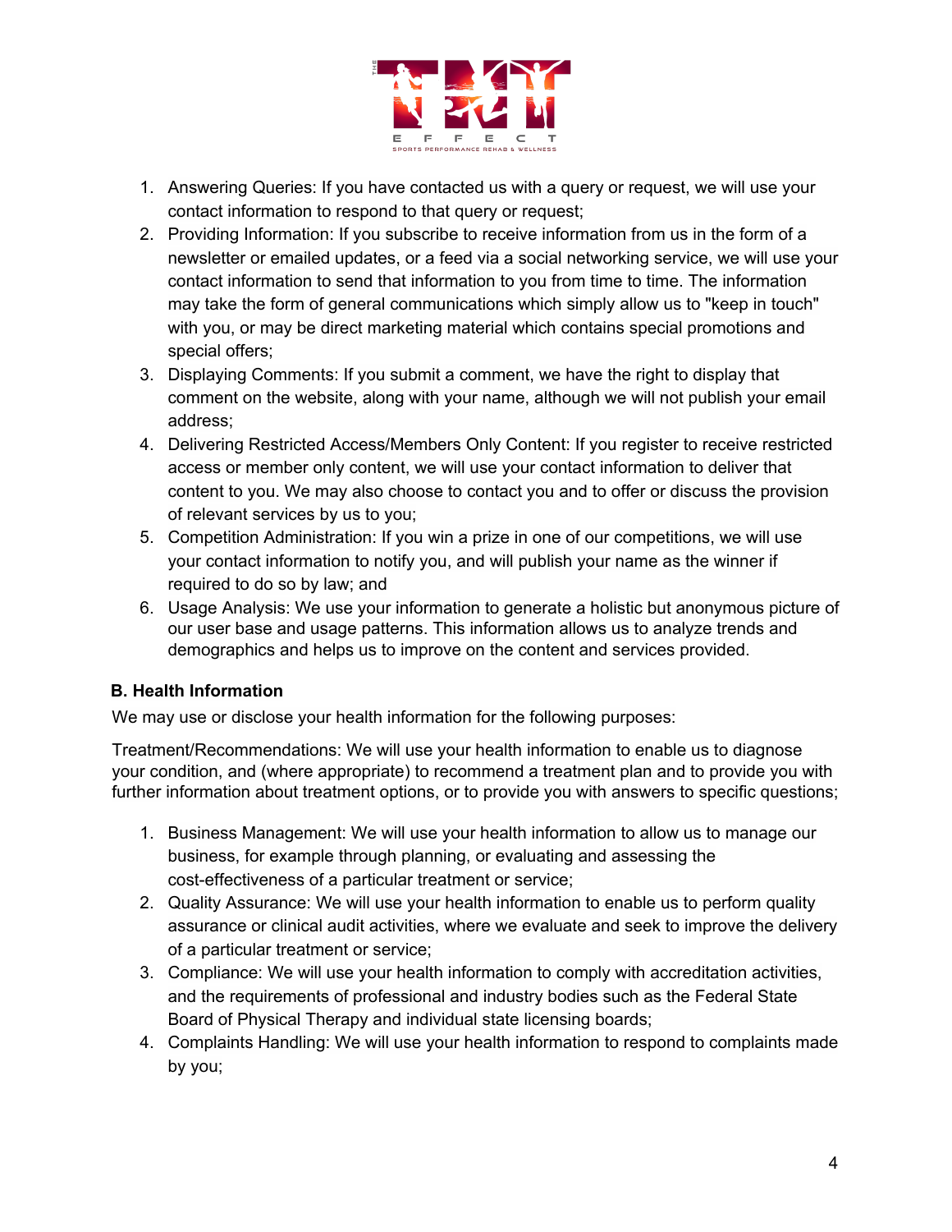1. Answering Queries: If you have contacted us with a query or request, we will use your contact information to respond to that query or request;
2. Providing Information: If you subscribe to receive information from us in the form of a newsletter or emailed updates, or a feed via a social networking service, we will use your contact information to send that information to you from time to time. The information may take the form of general communications which simply allow us to "keep in touch" with you, or may be direct marketing material which contains special promotions and special offers;
3. Displaying Comments: If you submit a comment, we have the right to display that comment on the website, along with your name, although we will not publish your email address;
4. Delivering Restricted Access/Members Only Content: If you register to receive restricted access or member only content, we will use your contact information to deliver that content to you. We may also choose to contact you and to offer or discuss the provision of relevant services by us to you;
5. Competition Administration: If you win a prize in one of our competitions, we will use your contact information to notify you, and will publish your name as the winner if required to do so by law; and
6. Usage Analysis: We use your information to generate a holistic but anonymous picture of our user base and usage patterns. This information allows us to analyze trends and demographics and helps us to improve on the content and services provided.

### B. Health Information

We may use or disclose your health information for the following purposes:

Treatment/Recommendations: We will use your health information to enable us to diagnose your condition, and (where appropriate) to recommend a treatment plan and to provide you with further information about treatment options, or to provide you with answers to specific questions;

1. Business Management: We will use your health information to allow us to manage our business, for example through planning, or evaluating and assessing the cost-effectiveness of a particular treatment or service;
2. Quality Assurance: We will use your health information to enable us to perform quality assurance or clinical audit activities, where we evaluate and seek to improve the delivery of a particular treatment or service;
3. Compliance: We will use your health information to comply with accreditation activities, and the requirements of professional and industry bodies such as the Federal State Board of Physical Therapy and individual state licensing boards;
4. Complaints Handling: We will use your health information to respond to complaints made by you;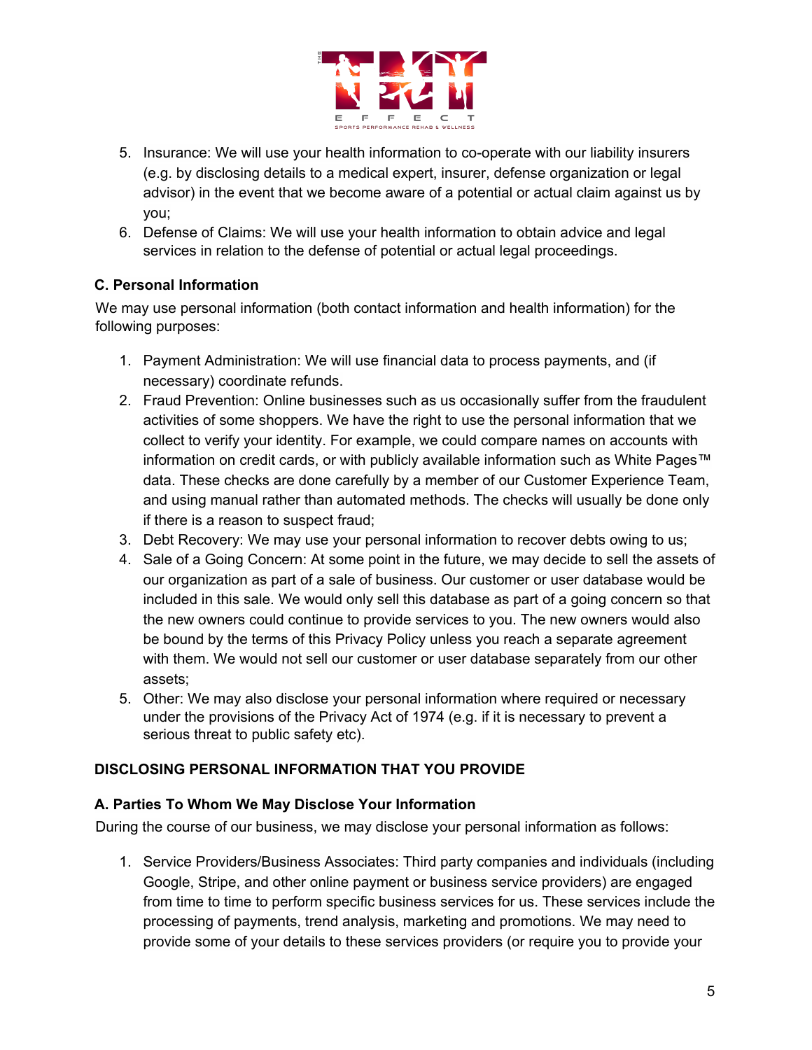5. Insurance: We will use your health information to co-operate with our liability insurers (e.g. by disclosing details to a medical expert, insurer, defense organization or legal advisor) in the event that we become aware of a potential or actual claim against us by you;
6. Defense of Claims: We will use your health information to obtain advice and legal services in relation to the defense of potential or actual legal proceedings.

### C. Personal Information

We may use personal information (both contact information and health information) for the following purposes:

1. Payment Administration: We will use financial data to process payments, and (if necessary) coordinate refunds.
2. Fraud Prevention: Online businesses such as us occasionally suffer from the fraudulent activities of some shoppers. We have the right to use the personal information that we collect to verify your identity. For example, we could compare names on accounts with information on credit cards, or with publicly available information such as White Pages™ data. These checks are done carefully by a member of our Customer Experience Team, and using manual rather than automated methods. The checks will usually be done only if there is a reason to suspect fraud;
3. Debt Recovery: We may use your personal information to recover debts owing to us;
4. Sale of a Going Concern: At some point in the future, we may decide to sell the assets of our organization as part of a sale of business. Our customer or user database would be included in this sale. We would only sell this database as part of a going concern so that the new owners could continue to provide services to you. The new owners would also be bound by the terms of this Privacy Policy unless you reach a separate agreement with them. We would not sell our customer or user database separately from our other assets;
5. Other: We may also disclose your personal information where required or necessary under the provisions of the Privacy Act of 1974 (e.g. if it is necessary to prevent a serious threat to public safety etc).

## DISCLOSING PERSONAL INFORMATION THAT YOU PROVIDE

### A. Parties To Whom We May Disclose Your Information

During the course of our business, we may disclose your personal information as follows:

1. Service Providers/Business Associates: Third party companies and individuals (including Google, Stripe, and other online payment or business service providers) are engaged from time to time to perform specific business services for us. These services include the processing of payments, trend analysis, marketing and promotions. We may need to provide some of your details to these services providers (or require you to provide your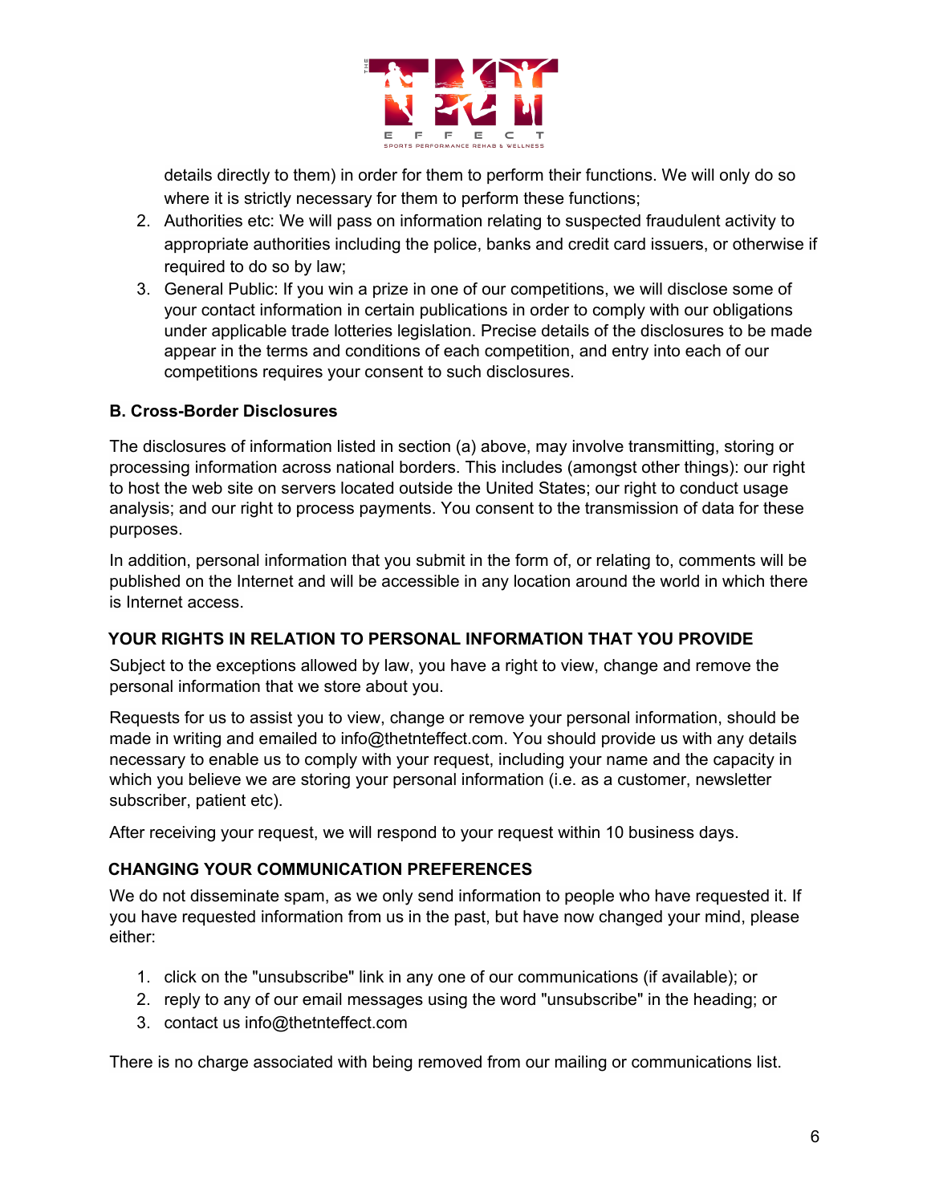details directly to them) in order for them to perform their functions. We will only do so where it is strictly necessary for them to perform these functions;

2. Authorities etc: We will pass on information relating to suspected fraudulent activity to appropriate authorities including the police, banks and credit card issuers, or otherwise if required to do so by law;
3. General Public: If you win a prize in one of our competitions, we will disclose some of your contact information in certain publications in order to comply with our obligations under applicable trade lotteries legislation. Precise details of the disclosures to be made appear in the terms and conditions of each competition, and entry into each of our competitions requires your consent to such disclosures.

**B. Cross-Border Disclosures**

The disclosures of information listed in section (a) above, may involve transmitting, storing or processing information across national borders. This includes (amongst other things): our right to host the web site on servers located outside the United States; our right to conduct usage analysis; and our right to process payments. You consent to the transmission of data for these purposes.

In addition, personal information that you submit in the form of, or relating to, comments will be published on the Internet and will be accessible in any location around the world in which there is Internet access.

## YOUR RIGHTS IN RELATION TO PERSONAL INFORMATION THAT YOU PROVIDE

Subject to the exceptions allowed by law, you have a right to view, change and remove the personal information that we store about you.

Requests for us to assist you to view, change or remove your personal information, should be made in writing and emailed to info@thetnteffect.com. You should provide us with any details necessary to enable us to comply with your request, including your name and the capacity in which you believe we are storing your personal information (i.e. as a customer, newsletter subscriber, patient etc).

After receiving your request, we will respond to your request within 10 business days.

## CHANGING YOUR COMMUNICATION PREFERENCES

We do not disseminate spam, as we only send information to people who have requested it. If you have requested information from us in the past, but have now changed your mind, please either:

1. click on the "unsubscribe" link in any one of our communications (if available); or
2. reply to any of our email messages using the word "unsubscribe" in the heading; or
3. contact us info@thetnteffect.com

There is no charge associated with being removed from our mailing or communications list.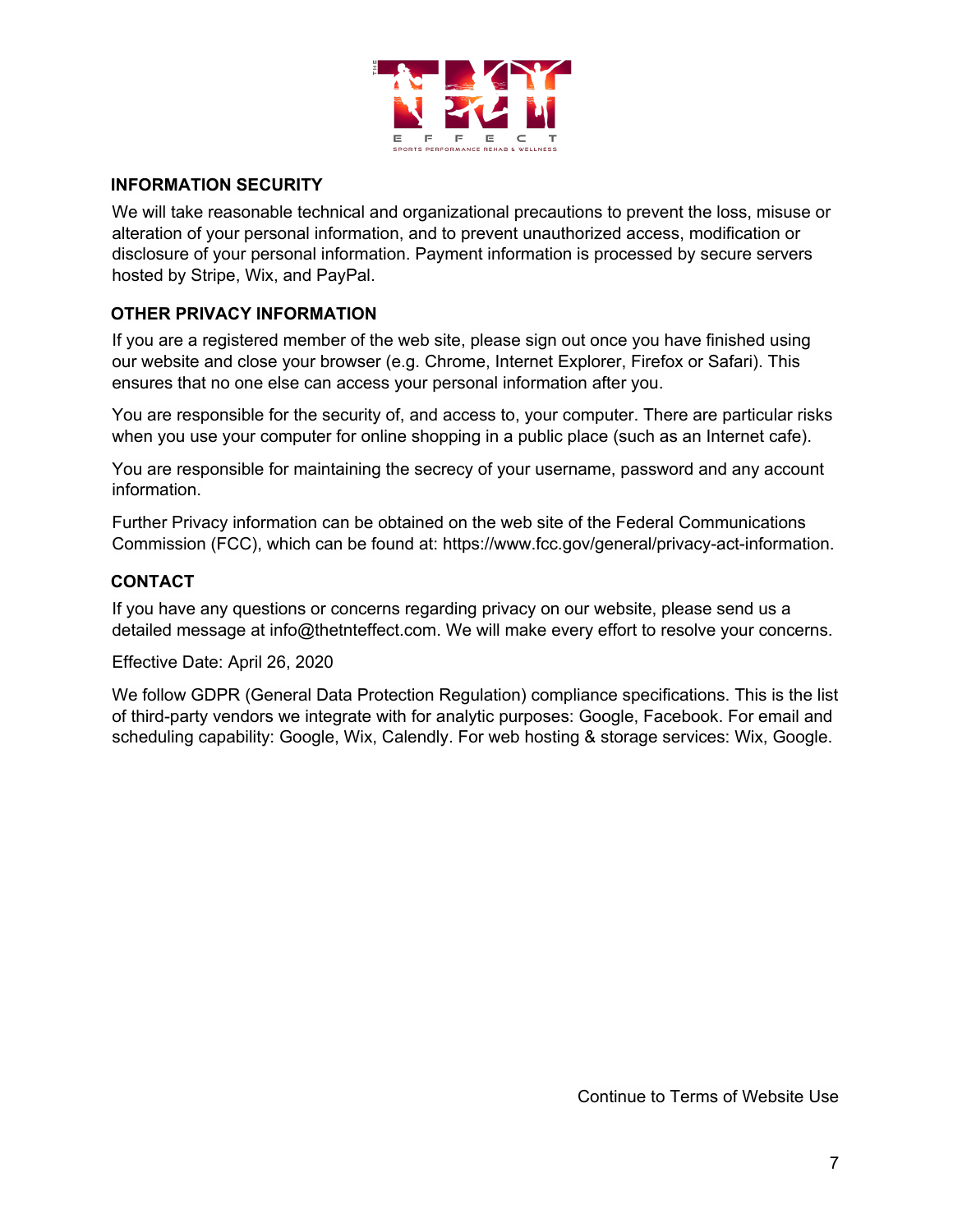## INFORMATION SECURITY

We will take reasonable technical and organizational precautions to prevent the loss, misuse or alteration of your personal information, and to prevent unauthorized access, modification or disclosure of your personal information. Payment information is processed by secure servers hosted by Stripe, Wix, and PayPal.

## OTHER PRIVACY INFORMATION

If you are a registered member of the web site, please sign out once you have finished using our website and close your browser (e.g. Chrome, Internet Explorer, Firefox or Safari). This ensures that no one else can access your personal information after you.

You are responsible for the security of, and access to, your computer. There are particular risks when you use your computer for online shopping in a public place (such as an Internet cafe).

You are responsible for maintaining the secrecy of your username, password and any account information.

Further Privacy information can be obtained on the web site of the Federal Communications Commission (FCC), which can be found at: https://www.fcc.gov/general/privacy-act-information.

## CONTACT

If you have any questions or concerns regarding privacy on our website, please send us a detailed message at info@thetnteffect.com. We will make every effort to resolve your concerns.

Effective Date: April 26, 2020

We follow GDPR (General Data Protection Regulation) compliance specifications. This is the list of third-party vendors we integrate with for analytic purposes: Google, Facebook. For email and scheduling capability: Google, Wix, Calendly. For web hosting & storage services: Wix, Google.

Continue to Terms of Website Use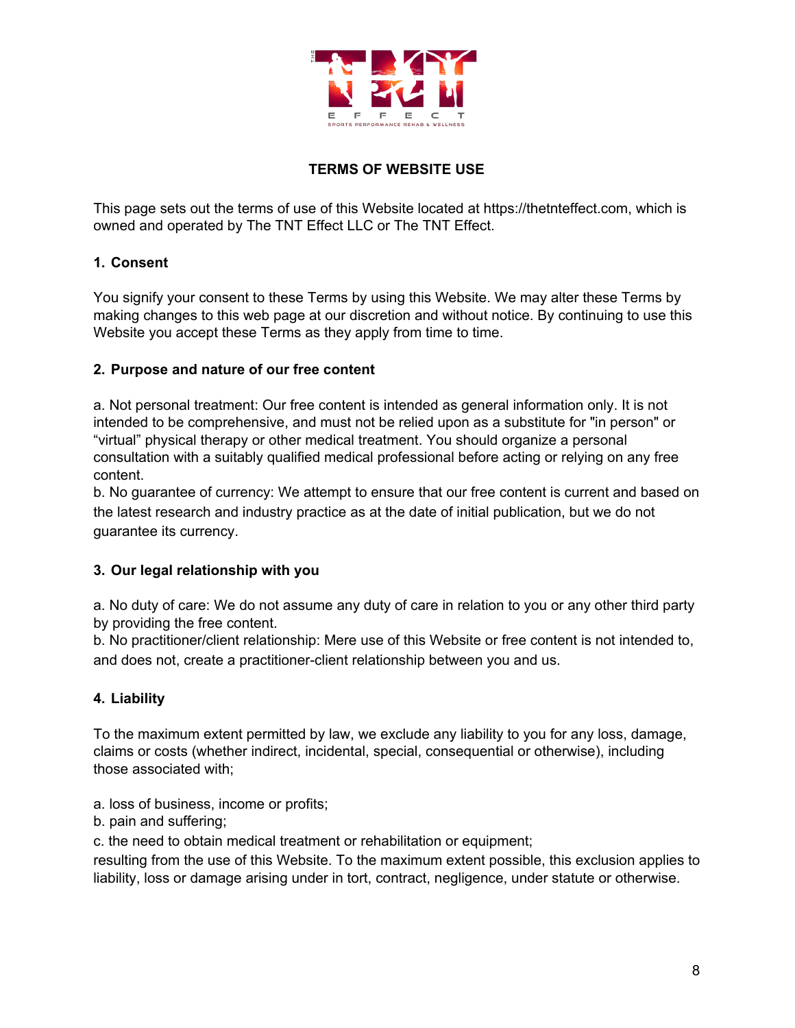# TERMS OF WEBSITE USE

This page sets out the terms of use of this Website located at https://thetnteffect.com, which is owned and operated by The TNT Effect LLC or The TNT Effect.

## 1. Consent

You signify your consent to these Terms by using this Website. We may alter these Terms by making changes to this web page at our discretion and without notice. By continuing to use this Website you accept these Terms as they apply from time to time.

## 2. Purpose and nature of our free content

a. Not personal treatment: Our free content is intended as general information only. It is not intended to be comprehensive, and must not be relied upon as a substitute for "in person" or “virtual” physical therapy or other medical treatment. You should organize a personal consultation with a suitably qualified medical professional before acting or relying on any free content.
b. No guarantee of currency: We attempt to ensure that our free content is current and based on the latest research and industry practice as at the date of initial publication, but we do not guarantee its currency.

## 3. Our legal relationship with you

a. No duty of care: We do not assume any duty of care in relation to you or any other third party by providing the free content.
b. No practitioner/client relationship: Mere use of this Website or free content is not intended to, and does not, create a practitioner-client relationship between you and us.

## 4. Liability

To the maximum extent permitted by law, we exclude any liability to you for any loss, damage, claims or costs (whether indirect, incidental, special, consequential or otherwise), including those associated with;

a. loss of business, income or profits;
b. pain and suffering;
c. the need to obtain medical treatment or rehabilitation or equipment;
resulting from the use of this Website. To the maximum extent possible, this exclusion applies to liability, loss or damage arising under in tort, contract, negligence, under statute or otherwise.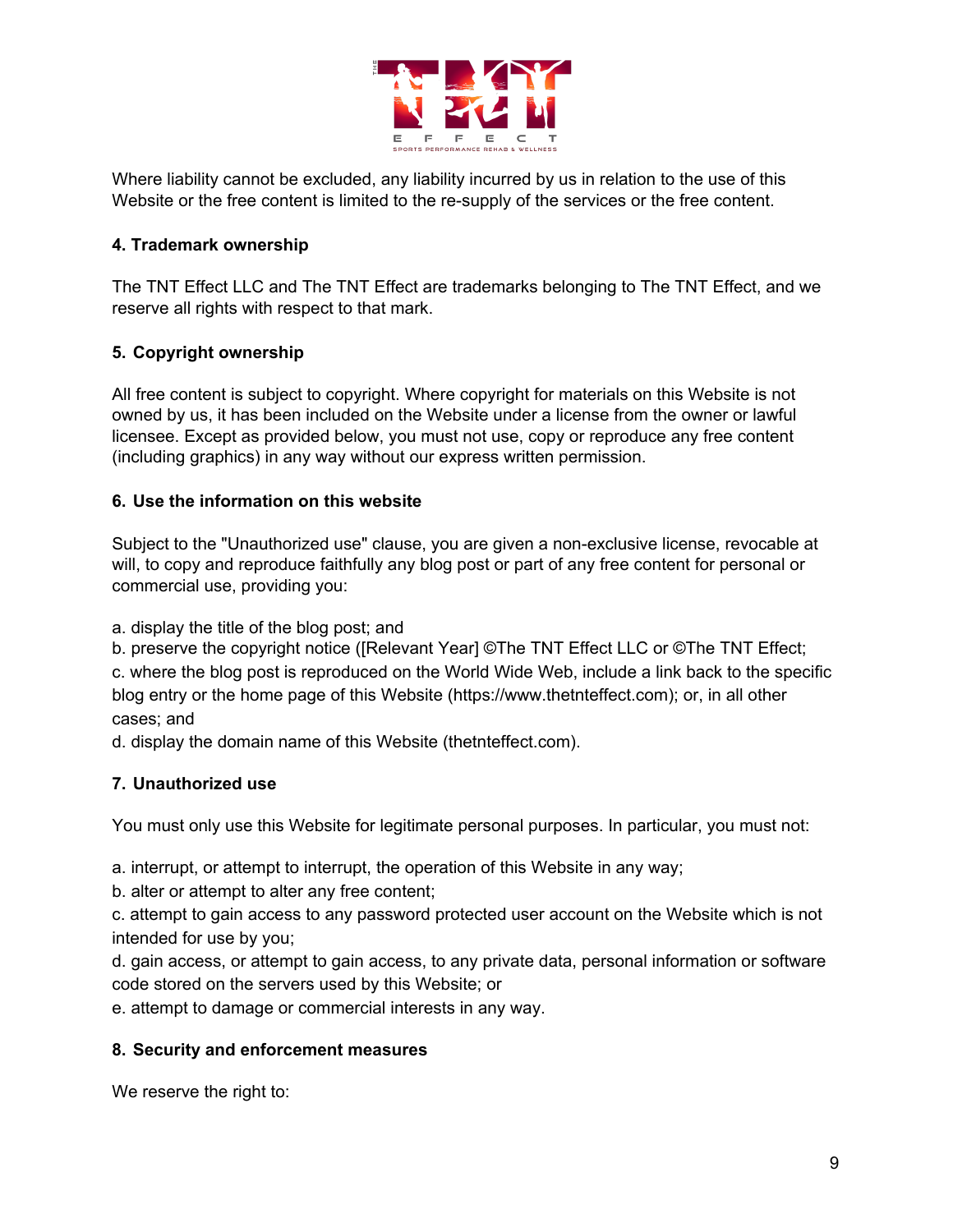Where liability cannot be excluded, any liability incurred by us in relation to the use of this Website or the free content is limited to the re-supply of the services or the free content.

**4. Trademark ownership**

The TNT Effect LLC and The TNT Effect are trademarks belonging to The TNT Effect, and we reserve all rights with respect to that mark.

**5. Copyright ownership**

All free content is subject to copyright. Where copyright for materials on this Website is not owned by us, it has been included on the Website under a license from the owner or lawful licensee. Except as provided below, you must not use, copy or reproduce any free content (including graphics) in any way without our express written permission.

**6. Use the information on this website**

Subject to the "Unauthorized use" clause, you are given a non-exclusive license, revocable at will, to copy and reproduce faithfully any blog post or part of any free content for personal or commercial use, providing you:

a. display the title of the blog post; and
b. preserve the copyright notice ([Relevant Year] ©The TNT Effect LLC or ©The TNT Effect;
c. where the blog post is reproduced on the World Wide Web, include a link back to the specific blog entry or the home page of this Website (https://www.thetnteffect.com); or, in all other cases; and
d. display the domain name of this Website (thetnteffect.com).

**7. Unauthorized use**

You must only use this Website for legitimate personal purposes. In particular, you must not:

a. interrupt, or attempt to interrupt, the operation of this Website in any way;
b. alter or attempt to alter any free content;
c. attempt to gain access to any password protected user account on the Website which is not intended for use by you;
d. gain access, or attempt to gain access, to any private data, personal information or software code stored on the servers used by this Website; or
e. attempt to damage or commercial interests in any way.

**8. Security and enforcement measures**

We reserve the right to: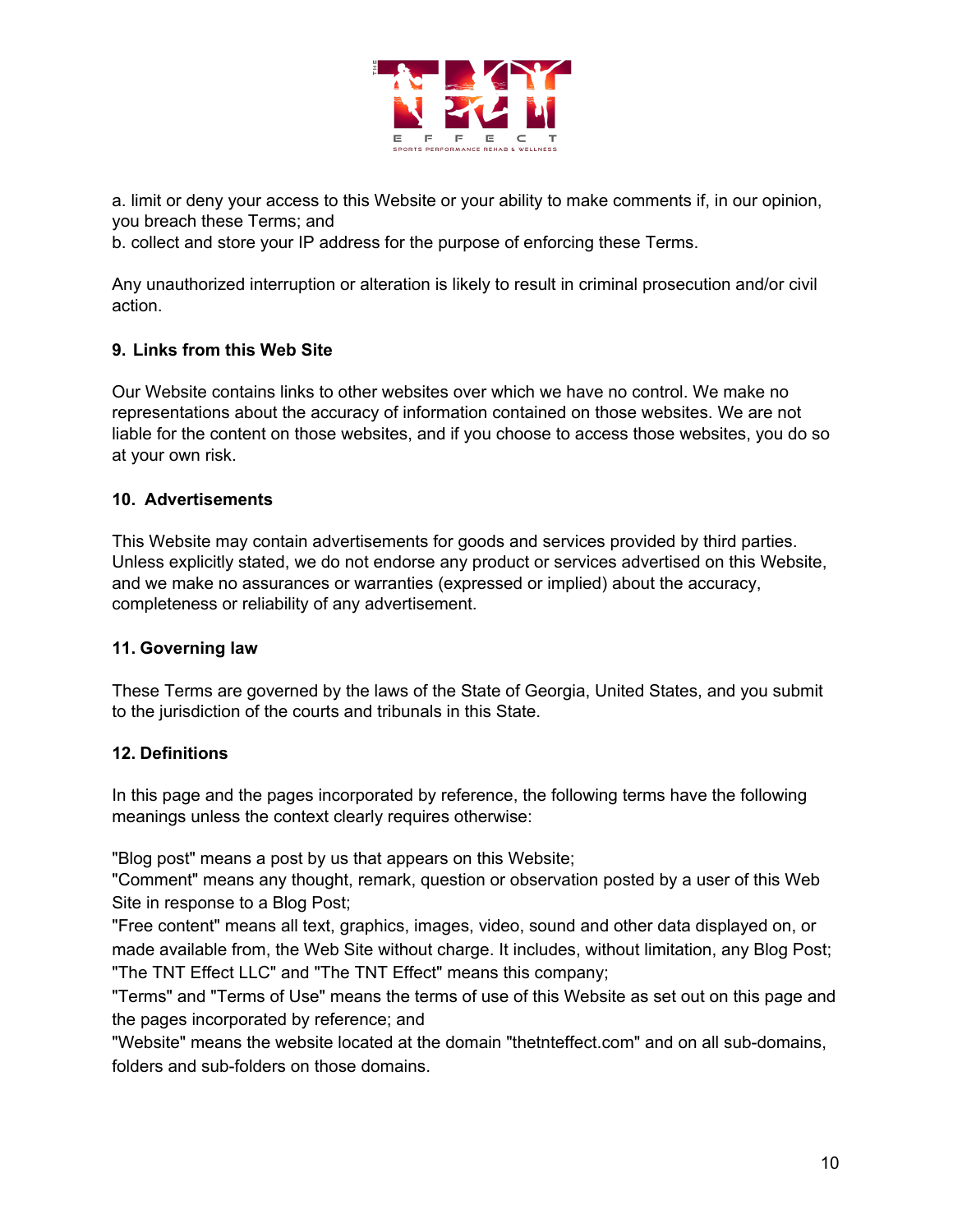a. limit or deny your access to this Website or your ability to make comments if, in our opinion, you breach these Terms; and
b. collect and store your IP address for the purpose of enforcing these Terms.

Any unauthorized interruption or alteration is likely to result in criminal prosecution and/or civil action.

## 9. Links from this Web Site

Our Website contains links to other websites over which we have no control. We make no representations about the accuracy of information contained on those websites. We are not liable for the content on those websites, and if you choose to access those websites, you do so at your own risk.

## 10. Advertisements

This Website may contain advertisements for goods and services provided by third parties. Unless explicitly stated, we do not endorse any product or services advertised on this Website, and we make no assurances or warranties (expressed or implied) about the accuracy, completeness or reliability of any advertisement.

## 11. Governing law

These Terms are governed by the laws of the State of Georgia, United States, and you submit to the jurisdiction of the courts and tribunals in this State.

## 12. Definitions

In this page and the pages incorporated by reference, the following terms have the following meanings unless the context clearly requires otherwise:

"Blog post" means a post by us that appears on this Website;
"Comment" means any thought, remark, question or observation posted by a user of this Web Site in response to a Blog Post;
"Free content" means all text, graphics, images, video, sound and other data displayed on, or made available from, the Web Site without charge. It includes, without limitation, any Blog Post;
"The TNT Effect LLC" and "The TNT Effect" means this company;
"Terms" and "Terms of Use" means the terms of use of this Website as set out on this page and the pages incorporated by reference; and
"Website" means the website located at the domain "thetnteffect.com" and on all sub-domains, folders and sub-folders on those domains.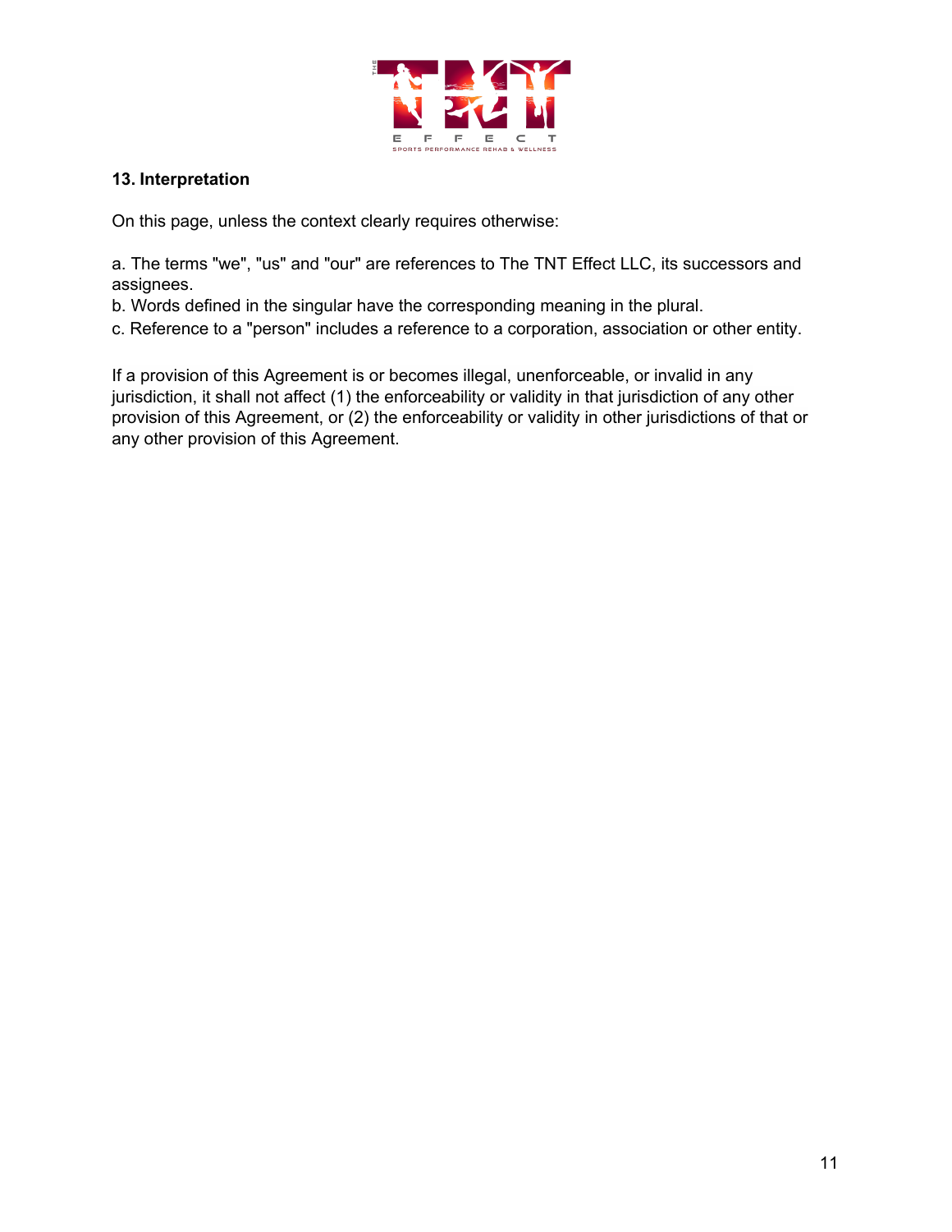### 13. Interpretation

On this page, unless the context clearly requires otherwise:

a. The terms "we", "us" and "our" are references to The TNT Effect LLC, its successors and assignees.
b. Words defined in the singular have the corresponding meaning in the plural.
c. Reference to a "person" includes a reference to a corporation, association or other entity.

If a provision of this Agreement is or becomes illegal, unenforceable, or invalid in any jurisdiction, it shall not affect (1) the enforceability or validity in that jurisdiction of any other provision of this Agreement, or (2) the enforceability or validity in other jurisdictions of that or any other provision of this Agreement.